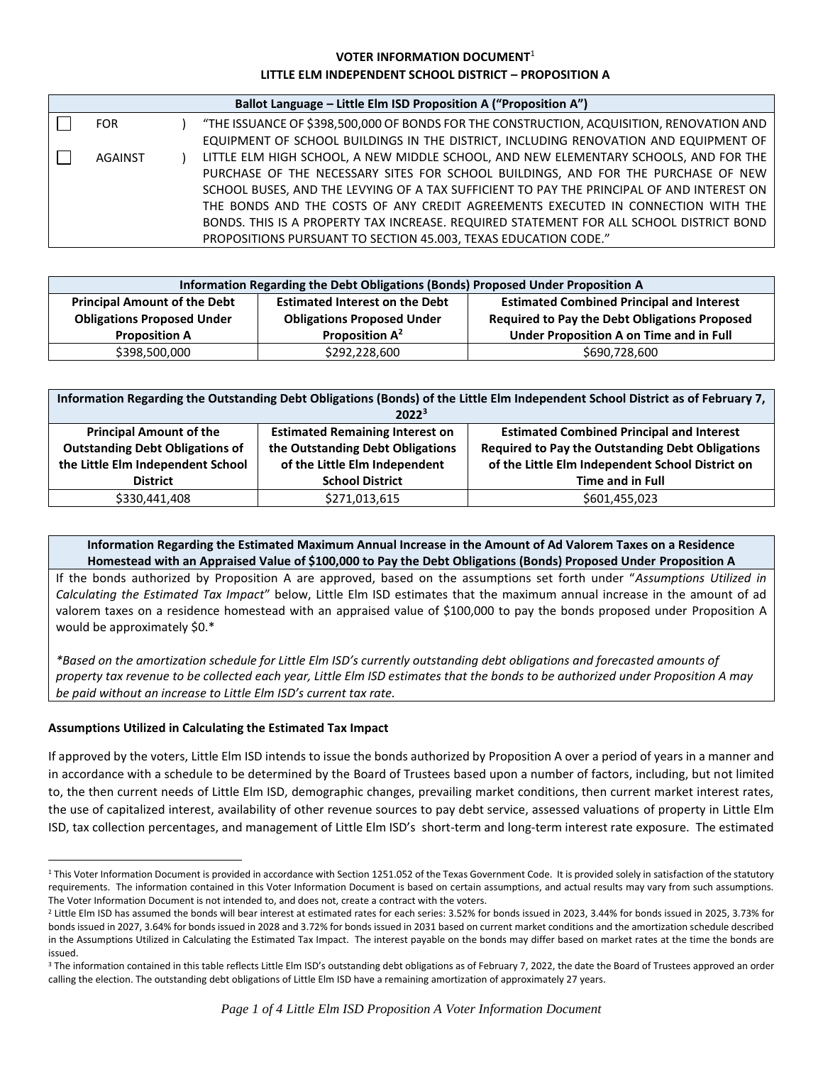**VOTER INFORMATION DOCUMENT**[1]

**LITTLE ELM INDEPENDENT SCHOOL DISTRICT – PROPOSITION A**

| Ballot Language – Little Elm ISD Proposition A ("Proposition A") | | |
|---|---|---|
| ☐ FOR | ) | "THE ISSUANCE OF $398,500,000 OF BONDS FOR THE CONSTRUCTION, ACQUISITION, RENOVATION AND EQUIPMENT OF SCHOOL BUILDINGS IN THE DISTRICT, INCLUDING RENOVATION AND EQUIPMENT OF LITTLE ELM HIGH SCHOOL, A NEW MIDDLE SCHOOL, AND NEW ELEMENTARY SCHOOLS, AND FOR THE PURCHASE OF THE NECESSARY SITES FOR SCHOOL BUILDINGS, AND FOR THE PURCHASE OF NEW SCHOOL BUSES, AND THE LEVYING OF A TAX SUFFICIENT TO PAY THE PRINCIPAL OF AND INTEREST ON THE BONDS AND THE COSTS OF ANY CREDIT AGREEMENTS EXECUTED IN CONNECTION WITH THE BONDS. THIS IS A PROPERTY TAX INCREASE. REQUIRED STATEMENT FOR ALL SCHOOL DISTRICT BOND PROPOSITIONS PURSUANT TO SECTION 45.003, TEXAS EDUCATION CODE." |
| ☐ AGAINST | ) | |

| Information Regarding the Debt Obligations (Bonds) Proposed Under Proposition A | | |
|---|---|---|
| **Principal Amount of the Debt Obligations Proposed Under Proposition A** | **Estimated Interest on the Debt Obligations Proposed Under Proposition A**[2] | **Estimated Combined Principal and Interest Required to Pay the Debt Obligations Proposed Under Proposition A on Time and in Full** |
| $398,500,000 | $292,228,600 | $690,728,600 |

| Information Regarding the Outstanding Debt Obligations (Bonds) of the Little Elm Independent School District as of February 7, 2022[3] | | |
|---|---|---|
| **Principal Amount of the Outstanding Debt Obligations of the Little Elm Independent School District** | **Estimated Remaining Interest on the Outstanding Debt Obligations of the Little Elm Independent School District** | **Estimated Combined Principal and Interest Required to Pay the Outstanding Debt Obligations of the Little Elm Independent School District on Time and in Full** |
| $330,441,408 | $271,013,615 | $601,455,023 |

**Information Regarding the Estimated Maximum Annual Increase in the Amount of Ad Valorem Taxes on a Residence Homestead with an Appraised Value of $100,000 to Pay the Debt Obligations (Bonds) Proposed Under Proposition A**

If the bonds authorized by Proposition A are approved, based on the assumptions set forth under "*Assumptions Utilized in Calculating the Estimated Tax Impact*" below, Little Elm ISD estimates that the maximum annual increase in the amount of ad valorem taxes on a residence homestead with an appraised value of $100,000 to pay the bonds proposed under Proposition A would be approximately $0.*

*\*Based on the amortization schedule for Little Elm ISD's currently outstanding debt obligations and forecasted amounts of property tax revenue to be collected each year, Little Elm ISD estimates that the bonds to be authorized under Proposition A may be paid without an increase to Little Elm ISD's current tax rate.*

**Assumptions Utilized in Calculating the Estimated Tax Impact**

If approved by the voters, Little Elm ISD intends to issue the bonds authorized by Proposition A over a period of years in a manner and in accordance with a schedule to be determined by the Board of Trustees based upon a number of factors, including, but not limited to, the then current needs of Little Elm ISD, demographic changes, prevailing market conditions, then current market interest rates, the use of capitalized interest, availability of other revenue sources to pay debt service, assessed valuations of property in Little Elm ISD, tax collection percentages, and management of Little Elm ISD's short-term and long-term interest rate exposure. The estimated

---

[1] This Voter Information Document is provided in accordance with Section 1251.052 of the Texas Government Code. It is provided solely in satisfaction of the statutory requirements. The information contained in this Voter Information Document is based on certain assumptions, and actual results may vary from such assumptions. The Voter Information Document is not intended to, and does not, create a contract with the voters.

[2] Little Elm ISD has assumed the bonds will bear interest at estimated rates for each series: 3.52% for bonds issued in 2023, 3.44% for bonds issued in 2025, 3.73% for bonds issued in 2027, 3.64% for bonds issued in 2028 and 3.72% for bonds issued in 2031 based on current market conditions and the amortization schedule described in the Assumptions Utilized in Calculating the Estimated Tax Impact. The interest payable on the bonds may differ based on market rates at the time the bonds are issued.

[3] The information contained in this table reflects Little Elm ISD's outstanding debt obligations as of February 7, 2022, the date the Board of Trustees approved an order calling the election. The outstanding debt obligations of Little Elm ISD have a remaining amortization of approximately 27 years.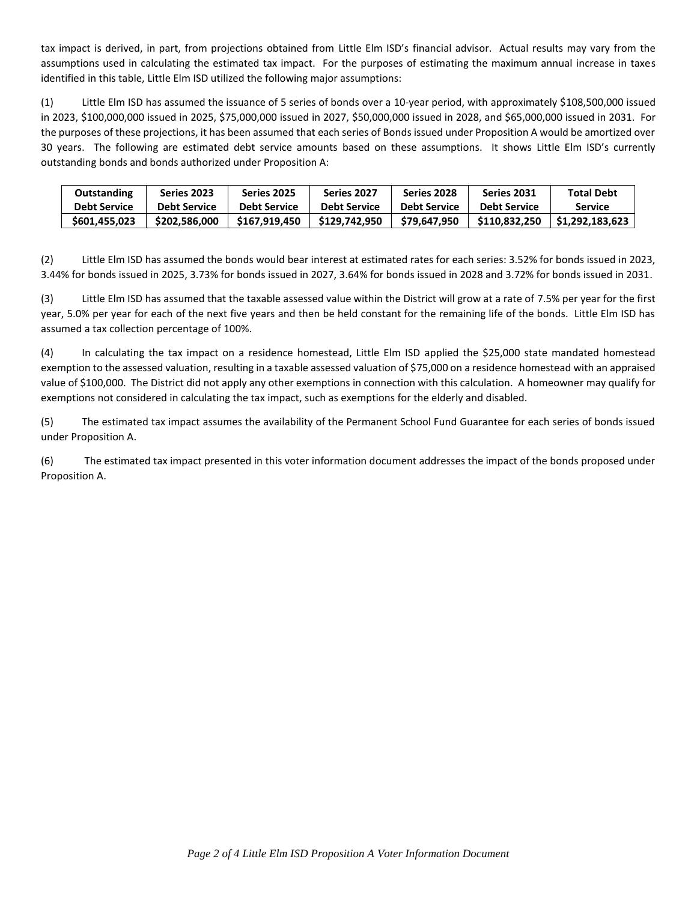tax impact is derived, in part, from projections obtained from Little Elm ISD's financial advisor. Actual results may vary from the assumptions used in calculating the estimated tax impact. For the purposes of estimating the maximum annual increase in taxes identified in this table, Little Elm ISD utilized the following major assumptions:

(1) Little Elm ISD has assumed the issuance of 5 series of bonds over a 10-year period, with approximately $108,500,000 issued in 2023, $100,000,000 issued in 2025, $75,000,000 issued in 2027, $50,000,000 issued in 2028, and $65,000,000 issued in 2031. For the purposes of these projections, it has been assumed that each series of Bonds issued under Proposition A would be amortized over 30 years. The following are estimated debt service amounts based on these assumptions. It shows Little Elm ISD's currently outstanding bonds and bonds authorized under Proposition A:

| Outstanding Debt Service | Series 2023 Debt Service | Series 2025 Debt Service | Series 2027 Debt Service | Series 2028 Debt Service | Series 2031 Debt Service | Total Debt Service |
|---|---|---|---|---|---|---|
| **$601,455,023** | **$202,586,000** | **$167,919,450** | **$129,742,950** | **$79,647,950** | **$110,832,250** | **$1,292,183,623** |

(2) Little Elm ISD has assumed the bonds would bear interest at estimated rates for each series: 3.52% for bonds issued in 2023, 3.44% for bonds issued in 2025, 3.73% for bonds issued in 2027, 3.64% for bonds issued in 2028 and 3.72% for bonds issued in 2031.

(3) Little Elm ISD has assumed that the taxable assessed value within the District will grow at a rate of 7.5% per year for the first year, 5.0% per year for each of the next five years and then be held constant for the remaining life of the bonds. Little Elm ISD has assumed a tax collection percentage of 100%.

(4) In calculating the tax impact on a residence homestead, Little Elm ISD applied the $25,000 state mandated homestead exemption to the assessed valuation, resulting in a taxable assessed valuation of $75,000 on a residence homestead with an appraised value of $100,000. The District did not apply any other exemptions in connection with this calculation. A homeowner may qualify for exemptions not considered in calculating the tax impact, such as exemptions for the elderly and disabled.

(5) The estimated tax impact assumes the availability of the Permanent School Fund Guarantee for each series of bonds issued under Proposition A.

(6) The estimated tax impact presented in this voter information document addresses the impact of the bonds proposed under Proposition A.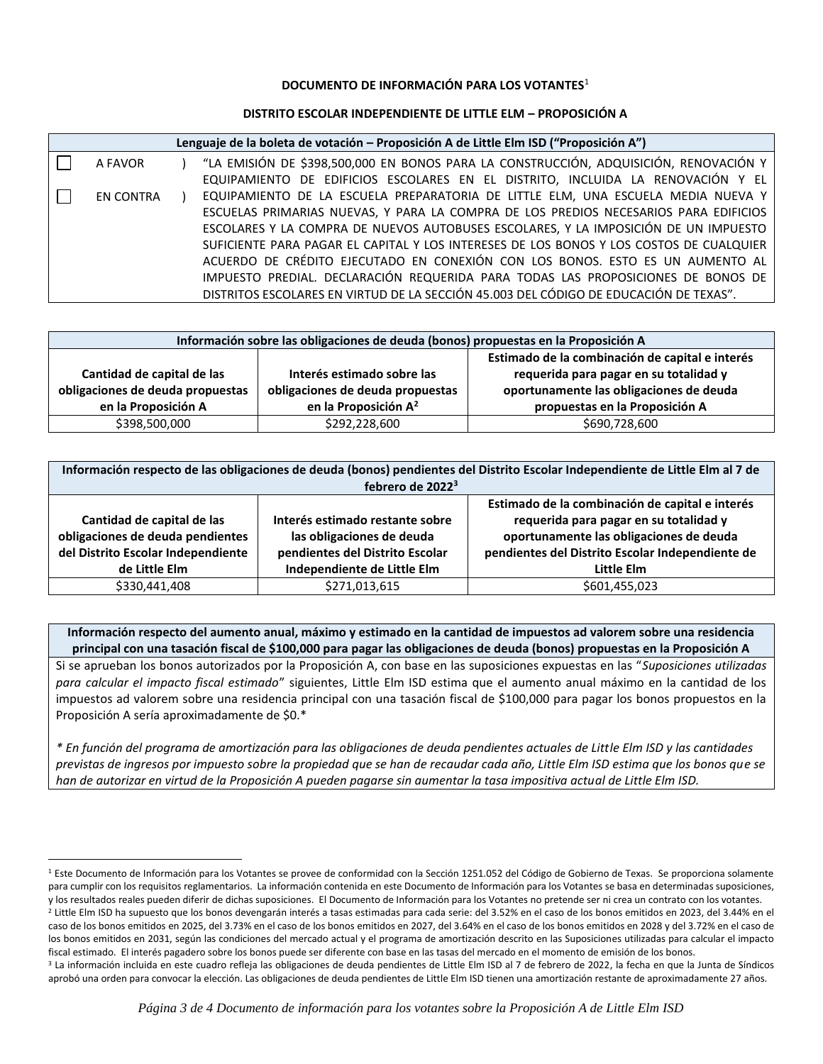**DOCUMENTO DE INFORMACIÓN PARA LOS VOTANTES**[1]

**DISTRITO ESCOLAR INDEPENDIENTE DE LITTLE ELM – PROPOSICIÓN A**

| Lenguaje de la boleta de votación – Proposición A de Little Elm ISD (“Proposición A”) | | |
|---|---|---|
| ☐ A FAVOR | ) | “LA EMISIÓN DE $398,500,000 EN BONOS PARA LA CONSTRUCCIÓN, ADQUISICIÓN, RENOVACIÓN Y EQUIPAMIENTO DE EDIFICIOS ESCOLARES EN EL DISTRITO, INCLUIDA LA RENOVACIÓN Y EL EQUIPAMIENTO DE LA ESCUELA PREPARATORIA DE LITTLE ELM, UNA ESCUELA MEDIA NUEVA Y ESCUELAS PRIMARIAS NUEVAS, Y PARA LA COMPRA DE LOS PREDIOS NECESARIOS PARA EDIFICIOS ESCOLARES Y LA COMPRA DE NUEVOS AUTOBUSES ESCOLARES, Y LA IMPOSICIÓN DE UN IMPUESTO SUFICIENTE PARA PAGAR EL CAPITAL Y LOS INTERESES DE LOS BONOS Y LOS COSTOS DE CUALQUIER ACUERDO DE CRÉDITO EJECUTADO EN CONEXIÓN CON LOS BONOS. ESTO ES UN AUMENTO AL IMPUESTO PREDIAL. DECLARACIÓN REQUERIDA PARA TODAS LAS PROPOSICIONES DE BONOS DE DISTRITOS ESCOLARES EN VIRTUD DE LA SECCIÓN 45.003 DEL CÓDIGO DE EDUCACIÓN DE TEXAS”. |
| ☐ EN CONTRA | ) | |

| Información sobre las obligaciones de deuda (bonos) propuestas en la Proposición A | | |
|---|---|---|
| **Cantidad de capital de las obligaciones de deuda propuestas en la Proposición A** | **Interés estimado sobre las obligaciones de deuda propuestas en la Proposición A**[2] | **Estimado de la combinación de capital e interés requerida para pagar en su totalidad y oportunamente las obligaciones de deuda propuestas en la Proposición A** |
| $398,500,000 | $292,228,600 | $690,728,600 |

| Información respecto de las obligaciones de deuda (bonos) pendientes del Distrito Escolar Independiente de Little Elm al 7 de febrero de 2022[3] | | |
|---|---|---|
| **Cantidad de capital de las obligaciones de deuda pendientes del Distrito Escolar Independiente de Little Elm** | **Interés estimado restante sobre las obligaciones de deuda pendientes del Distrito Escolar Independiente de Little Elm** | **Estimado de la combinación de capital e interés requerida para pagar en su totalidad y oportunamente las obligaciones de deuda pendientes del Distrito Escolar Independiente de Little Elm** |
| $330,441,408 | $271,013,615 | $601,455,023 |

| Información respecto del aumento anual, máximo y estimado en la cantidad de impuestos ad valorem sobre una residencia principal con una tasación fiscal de $100,000 para pagar las obligaciones de deuda (bonos) propuestas en la Proposición A |
|---|
| Si se aprueban los bonos autorizados por la Proposición A, con base en las suposiciones expuestas en las “*Suposiciones utilizadas para calcular el impacto fiscal estimado*” siguientes, Little Elm ISD estima que el aumento anual máximo en la cantidad de los impuestos ad valorem sobre una residencia principal con una tasación fiscal de $100,000 para pagar los bonos propuestos en la Proposición A sería aproximadamente de $0.* <br><br> ** En función del programa de amortización para las obligaciones de deuda pendientes actuales de Little Elm ISD y las cantidades previstas de ingresos por impuesto sobre la propiedad que se han de recaudar cada año, Little Elm ISD estima que los bonos que se han de autorizar en virtud de la Proposición A pueden pagarse sin aumentar la tasa impositiva actual de Little Elm ISD.* |

---

[1] Este Documento de Información para los Votantes se provee de conformidad con la Sección 1251.052 del Código de Gobierno de Texas. Se proporciona solamente para cumplir con los requisitos reglamentarios. La información contenida en este Documento de Información para los Votantes se basa en determinadas suposiciones, y los resultados reales pueden diferir de dichas suposiciones. El Documento de Información para los Votantes no pretende ser ni crea un contrato con los votantes.

[2] Little Elm ISD ha supuesto que los bonos devengarán interés a tasas estimadas para cada serie: del 3.52% en el caso de los bonos emitidos en 2023, del 3.44% en el caso de los bonos emitidos en 2025, del 3.73% en el caso de los bonos emitidos en 2027, del 3.64% en el caso de los bonos emitidos en 2028 y del 3.72% en el caso de los bonos emitidos en 2031, según las condiciones del mercado actual y el programa de amortización descrito en las Suposiciones utilizadas para calcular el impacto fiscal estimado. El interés pagadero sobre los bonos puede ser diferente con base en las tasas del mercado en el momento de emisión de los bonos.

[3] La información incluida en este cuadro refleja las obligaciones de deuda pendientes de Little Elm ISD al 7 de febrero de 2022, la fecha en que la Junta de Síndicos aprobó una orden para convocar la elección. Las obligaciones de deuda pendientes de Little Elm ISD tienen una amortización restante de aproximadamente 27 años.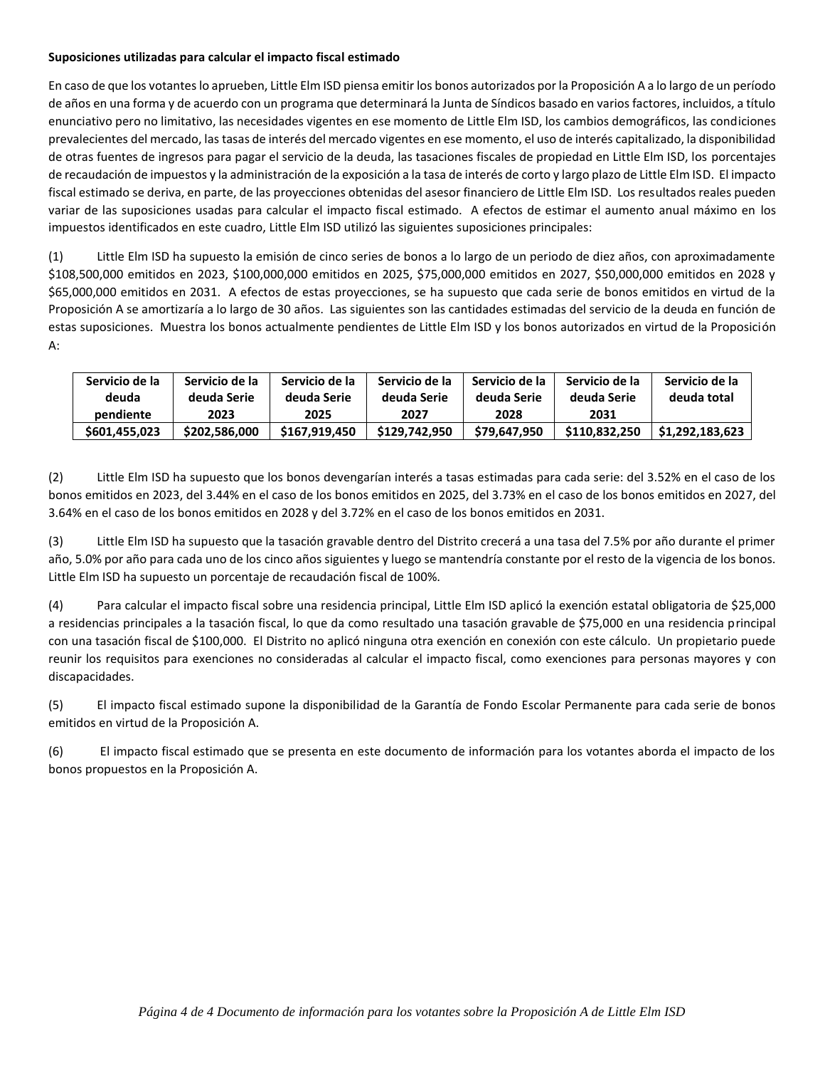**Suposiciones utilizadas para calcular el impacto fiscal estimado**

En caso de que los votantes lo aprueben, Little Elm ISD piensa emitir los bonos autorizados por la Proposición A a lo largo de un período de años en una forma y de acuerdo con un programa que determinará la Junta de Síndicos basado en varios factores, incluidos, a título enunciativo pero no limitativo, las necesidades vigentes en ese momento de Little Elm ISD, los cambios demográficos, las condiciones prevalecientes del mercado, las tasas de interés del mercado vigentes en ese momento, el uso de interés capitalizado, la disponibilidad de otras fuentes de ingresos para pagar el servicio de la deuda, las tasaciones fiscales de propiedad en Little Elm ISD, los porcentajes de recaudación de impuestos y la administración de la exposición a la tasa de interés de corto y largo plazo de Little Elm ISD. El impacto fiscal estimado se deriva, en parte, de las proyecciones obtenidas del asesor financiero de Little Elm ISD. Los resultados reales pueden variar de las suposiciones usadas para calcular el impacto fiscal estimado. A efectos de estimar el aumento anual máximo en los impuestos identificados en este cuadro, Little Elm ISD utilizó las siguientes suposiciones principales:

(1) Little Elm ISD ha supuesto la emisión de cinco series de bonos a lo largo de un periodo de diez años, con aproximadamente $108,500,000 emitidos en 2023, $100,000,000 emitidos en 2025, $75,000,000 emitidos en 2027, $50,000,000 emitidos en 2028 y $65,000,000 emitidos en 2031. A efectos de estas proyecciones, se ha supuesto que cada serie de bonos emitidos en virtud de la Proposición A se amortizaría a lo largo de 30 años. Las siguientes son las cantidades estimadas del servicio de la deuda en función de estas suposiciones. Muestra los bonos actualmente pendientes de Little Elm ISD y los bonos autorizados en virtud de la Proposición A:

| Servicio de la deuda pendiente | Servicio de la deuda Serie 2023 | Servicio de la deuda Serie 2025 | Servicio de la deuda Serie 2027 | Servicio de la deuda Serie 2028 | Servicio de la deuda Serie 2031 | Servicio de la deuda total |
|---|---|---|---|---|---|---|
| **$601,455,023** | **$202,586,000** | **$167,919,450** | **$129,742,950** | **$79,647,950** | **$110,832,250** | **$1,292,183,623** |

(2) Little Elm ISD ha supuesto que los bonos devengarían interés a tasas estimadas para cada serie: del 3.52% en el caso de los bonos emitidos en 2023, del 3.44% en el caso de los bonos emitidos en 2025, del 3.73% en el caso de los bonos emitidos en 2027, del 3.64% en el caso de los bonos emitidos en 2028 y del 3.72% en el caso de los bonos emitidos en 2031.

(3) Little Elm ISD ha supuesto que la tasación gravable dentro del Distrito crecerá a una tasa del 7.5% por año durante el primer año, 5.0% por año para cada uno de los cinco años siguientes y luego se mantendría constante por el resto de la vigencia de los bonos. Little Elm ISD ha supuesto un porcentaje de recaudación fiscal de 100%.

(4) Para calcular el impacto fiscal sobre una residencia principal, Little Elm ISD aplicó la exención estatal obligatoria de $25,000 a residencias principales a la tasación fiscal, lo que da como resultado una tasación gravable de $75,000 en una residencia principal con una tasación fiscal de $100,000. El Distrito no aplicó ninguna otra exención en conexión con este cálculo. Un propietario puede reunir los requisitos para exenciones no consideradas al calcular el impacto fiscal, como exenciones para personas mayores y con discapacidades.

(5) El impacto fiscal estimado supone la disponibilidad de la Garantía de Fondo Escolar Permanente para cada serie de bonos emitidos en virtud de la Proposición A.

(6) El impacto fiscal estimado que se presenta en este documento de información para los votantes aborda el impacto de los bonos propuestos en la Proposición A.